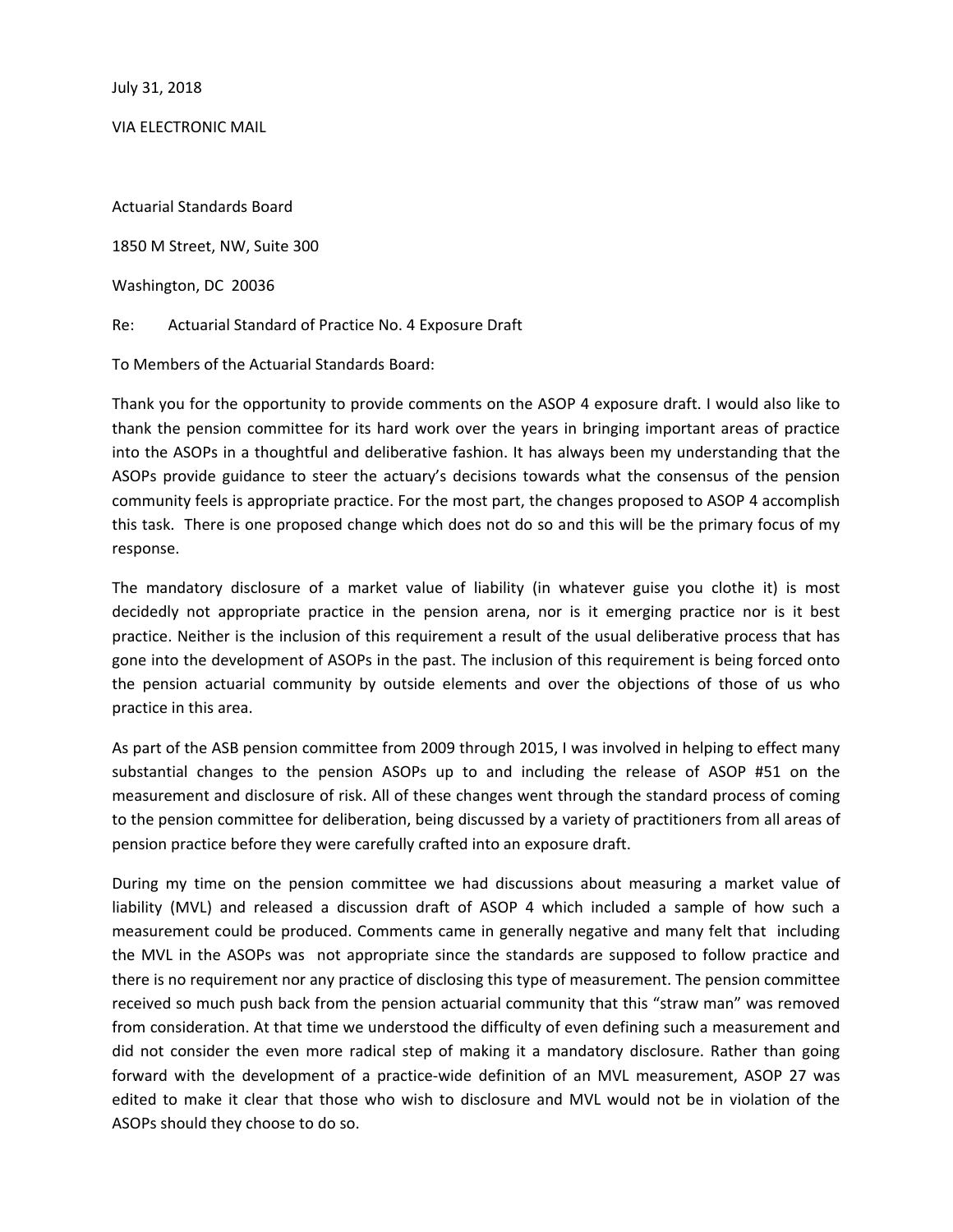July 31, 2018

VIA ELECTRONIC MAIL

Actuarial Standards Board

1850 M Street, NW, Suite 300

Washington, DC 20036

Re: Actuarial Standard of Practice No. 4 Exposure Draft

To Members of the Actuarial Standards Board:

Thank you for the opportunity to provide comments on the ASOP 4 exposure draft. I would also like to thank the pension committee for its hard work over the years in bringing important areas of practice into the ASOPs in a thoughtful and deliberative fashion. It has always been my understanding that the ASOPs provide guidance to steer the actuary's decisions towards what the consensus of the pension community feels is appropriate practice. For the most part, the changes proposed to ASOP 4 accomplish this task. There is one proposed change which does not do so and this will be the primary focus of my response.

The mandatory disclosure of a market value of liability (in whatever guise you clothe it) is most decidedly not appropriate practice in the pension arena, nor is it emerging practice nor is it best practice. Neither is the inclusion of this requirement a result of the usual deliberative process that has gone into the development of ASOPs in the past. The inclusion of this requirement is being forced onto the pension actuarial community by outside elements and over the objections of those of us who practice in this area.

As part of the ASB pension committee from 2009 through 2015, I was involved in helping to effect many substantial changes to the pension ASOPs up to and including the release of ASOP #51 on the measurement and disclosure of risk. All of these changes went through the standard process of coming to the pension committee for deliberation, being discussed by a variety of practitioners from all areas of pension practice before they were carefully crafted into an exposure draft.

During my time on the pension committee we had discussions about measuring a market value of liability (MVL) and released a discussion draft of ASOP 4 which included a sample of how such a measurement could be produced. Comments came in generally negative and many felt that including the MVL in the ASOPs was not appropriate since the standards are supposed to follow practice and there is no requirement nor any practice of disclosing this type of measurement. The pension committee received so much push back from the pension actuarial community that this "straw man" was removed from consideration. At that time we understood the difficulty of even defining such a measurement and did not consider the even more radical step of making it a mandatory disclosure. Rather than going forward with the development of a practice-wide definition of an MVL measurement, ASOP 27 was edited to make it clear that those who wish to disclosure and MVL would not be in violation of the ASOPs should they choose to do so.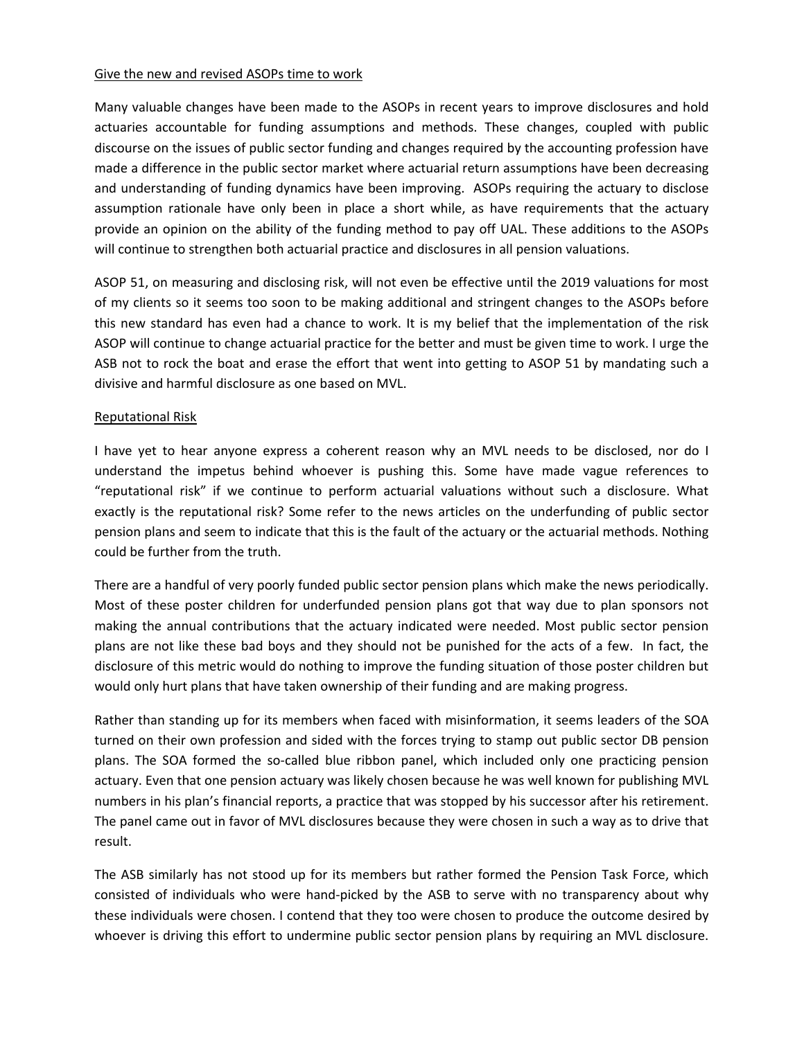## Give the new and revised ASOPs time to work

Many valuable changes have been made to the ASOPs in recent years to improve disclosures and hold actuaries accountable for funding assumptions and methods. These changes, coupled with public discourse on the issues of public sector funding and changes required by the accounting profession have made a difference in the public sector market where actuarial return assumptions have been decreasing and understanding of funding dynamics have been improving. ASOPs requiring the actuary to disclose assumption rationale have only been in place a short while, as have requirements that the actuary provide an opinion on the ability of the funding method to pay off UAL. These additions to the ASOPs will continue to strengthen both actuarial practice and disclosures in all pension valuations.

ASOP 51, on measuring and disclosing risk, will not even be effective until the 2019 valuations for most of my clients so it seems too soon to be making additional and stringent changes to the ASOPs before this new standard has even had a chance to work. It is my belief that the implementation of the risk ASOP will continue to change actuarial practice for the better and must be given time to work. I urge the ASB not to rock the boat and erase the effort that went into getting to ASOP 51 by mandating such a divisive and harmful disclosure as one based on MVL.

## Reputational Risk

I have yet to hear anyone express a coherent reason why an MVL needs to be disclosed, nor do I understand the impetus behind whoever is pushing this. Some have made vague references to "reputational risk" if we continue to perform actuarial valuations without such a disclosure. What exactly is the reputational risk? Some refer to the news articles on the underfunding of public sector pension plans and seem to indicate that this is the fault of the actuary or the actuarial methods. Nothing could be further from the truth.

There are a handful of very poorly funded public sector pension plans which make the news periodically. Most of these poster children for underfunded pension plans got that way due to plan sponsors not making the annual contributions that the actuary indicated were needed. Most public sector pension plans are not like these bad boys and they should not be punished for the acts of a few. In fact, the disclosure of this metric would do nothing to improve the funding situation of those poster children but would only hurt plans that have taken ownership of their funding and are making progress.

Rather than standing up for its members when faced with misinformation, it seems leaders of the SOA turned on their own profession and sided with the forces trying to stamp out public sector DB pension plans. The SOA formed the so-called blue ribbon panel, which included only one practicing pension actuary. Even that one pension actuary was likely chosen because he was well known for publishing MVL numbers in his plan's financial reports, a practice that was stopped by his successor after his retirement. The panel came out in favor of MVL disclosures because they were chosen in such a way as to drive that result.

The ASB similarly has not stood up for its members but rather formed the Pension Task Force, which consisted of individuals who were hand-picked by the ASB to serve with no transparency about why these individuals were chosen. I contend that they too were chosen to produce the outcome desired by whoever is driving this effort to undermine public sector pension plans by requiring an MVL disclosure.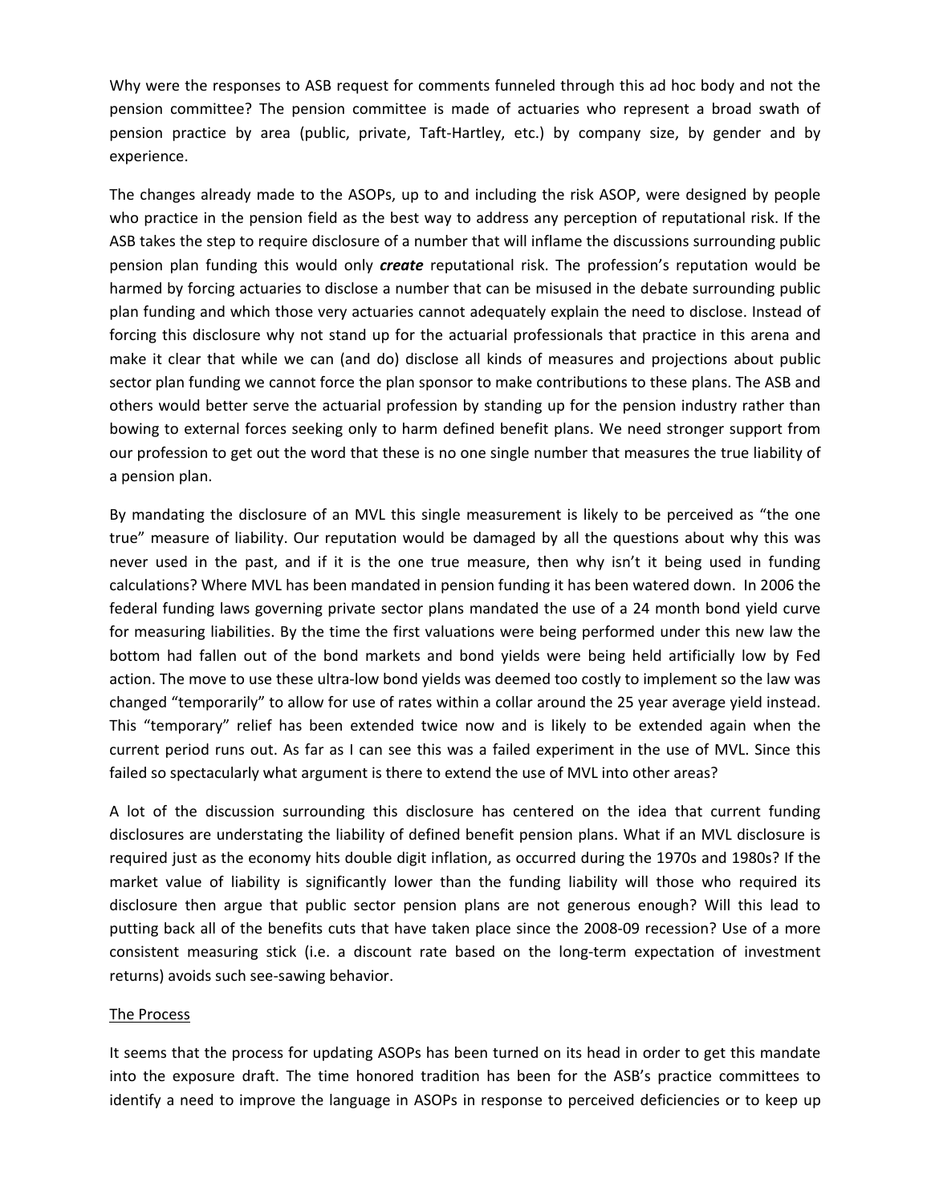Why were the responses to ASB request for comments funneled through this ad hoc body and not the pension committee? The pension committee is made of actuaries who represent a broad swath of pension practice by area (public, private, Taft-Hartley, etc.) by company size, by gender and by experience.

The changes already made to the ASOPs, up to and including the risk ASOP, were designed by people who practice in the pension field as the best way to address any perception of reputational risk. If the ASB takes the step to require disclosure of a number that will inflame the discussions surrounding public pension plan funding this would only ***create*** reputational risk. The profession's reputation would be harmed by forcing actuaries to disclose a number that can be misused in the debate surrounding public plan funding and which those very actuaries cannot adequately explain the need to disclose. Instead of forcing this disclosure why not stand up for the actuarial professionals that practice in this arena and make it clear that while we can (and do) disclose all kinds of measures and projections about public sector plan funding we cannot force the plan sponsor to make contributions to these plans. The ASB and others would better serve the actuarial profession by standing up for the pension industry rather than bowing to external forces seeking only to harm defined benefit plans. We need stronger support from our profession to get out the word that these is no one single number that measures the true liability of a pension plan.

By mandating the disclosure of an MVL this single measurement is likely to be perceived as "the one true" measure of liability. Our reputation would be damaged by all the questions about why this was never used in the past, and if it is the one true measure, then why isn't it being used in funding calculations? Where MVL has been mandated in pension funding it has been watered down. In 2006 the federal funding laws governing private sector plans mandated the use of a 24 month bond yield curve for measuring liabilities. By the time the first valuations were being performed under this new law the bottom had fallen out of the bond markets and bond yields were being held artificially low by Fed action. The move to use these ultra-low bond yields was deemed too costly to implement so the law was changed "temporarily" to allow for use of rates within a collar around the 25 year average yield instead. This "temporary" relief has been extended twice now and is likely to be extended again when the current period runs out. As far as I can see this was a failed experiment in the use of MVL. Since this failed so spectacularly what argument is there to extend the use of MVL into other areas?

A lot of the discussion surrounding this disclosure has centered on the idea that current funding disclosures are understating the liability of defined benefit pension plans. What if an MVL disclosure is required just as the economy hits double digit inflation, as occurred during the 1970s and 1980s? If the market value of liability is significantly lower than the funding liability will those who required its disclosure then argue that public sector pension plans are not generous enough? Will this lead to putting back all of the benefits cuts that have taken place since the 2008-09 recession? Use of a more consistent measuring stick (i.e. a discount rate based on the long-term expectation of investment returns) avoids such see-sawing behavior.

<u>The Process</u>

It seems that the process for updating ASOPs has been turned on its head in order to get this mandate into the exposure draft. The time honored tradition has been for the ASB's practice committees to identify a need to improve the language in ASOPs in response to perceived deficiencies or to keep up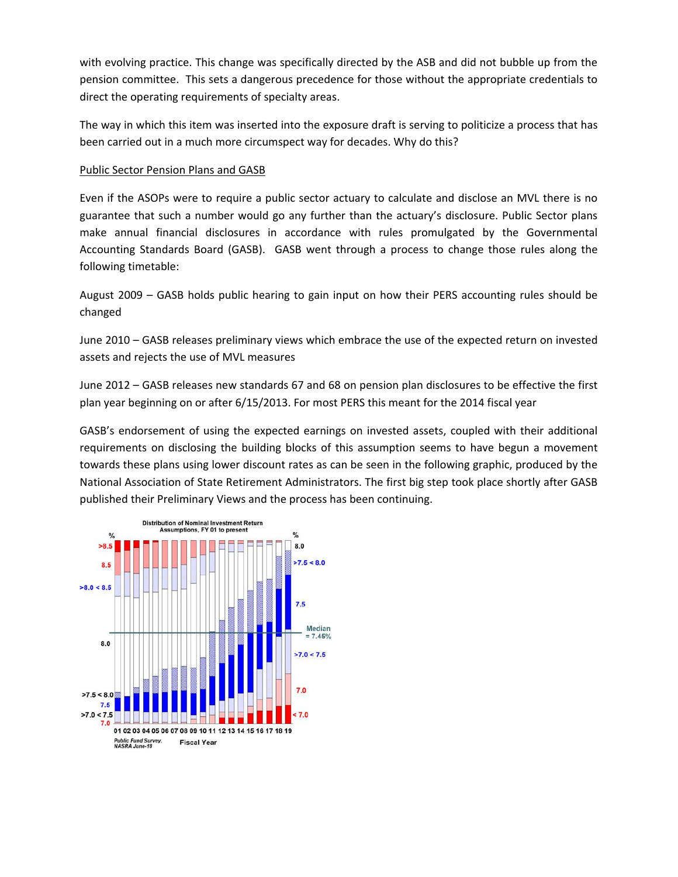with evolving practice. This change was specifically directed by the ASB and did not bubble up from the pension committee. This sets a dangerous precedence for those without the appropriate credentials to direct the operating requirements of specialty areas.

The way in which this item was inserted into the exposure draft is serving to politicize a process that has been carried out in a much more circumspect way for decades. Why do this?

Public Sector Pension Plans and GASB

Even if the ASOPs were to require a public sector actuary to calculate and disclose an MVL there is no guarantee that such a number would go any further than the actuary's disclosure. Public Sector plans make annual financial disclosures in accordance with rules promulgated by the Governmental Accounting Standards Board (GASB). GASB went through a process to change those rules along the following timetable:

August 2009 – GASB holds public hearing to gain input on how their PERS accounting rules should be changed

June 2010 – GASB releases preliminary views which embrace the use of the expected return on invested assets and rejects the use of MVL measures

June 2012 – GASB releases new standards 67 and 68 on pension plan disclosures to be effective the first plan year beginning on or after 6/15/2013. For most PERS this meant for the 2014 fiscal year

GASB's endorsement of using the expected earnings on invested assets, coupled with their additional requirements on disclosing the building blocks of this assumption seems to have begun a movement towards these plans using lower discount rates as can be seen in the following graphic, produced by the National Association of State Retirement Administrators. The first big step took place shortly after GASB published their Preliminary Views and the process has been continuing.

Distribution of Nominal Investment Return Assumptions, FY 01 to present

Public Fund Survey, NASRA June-18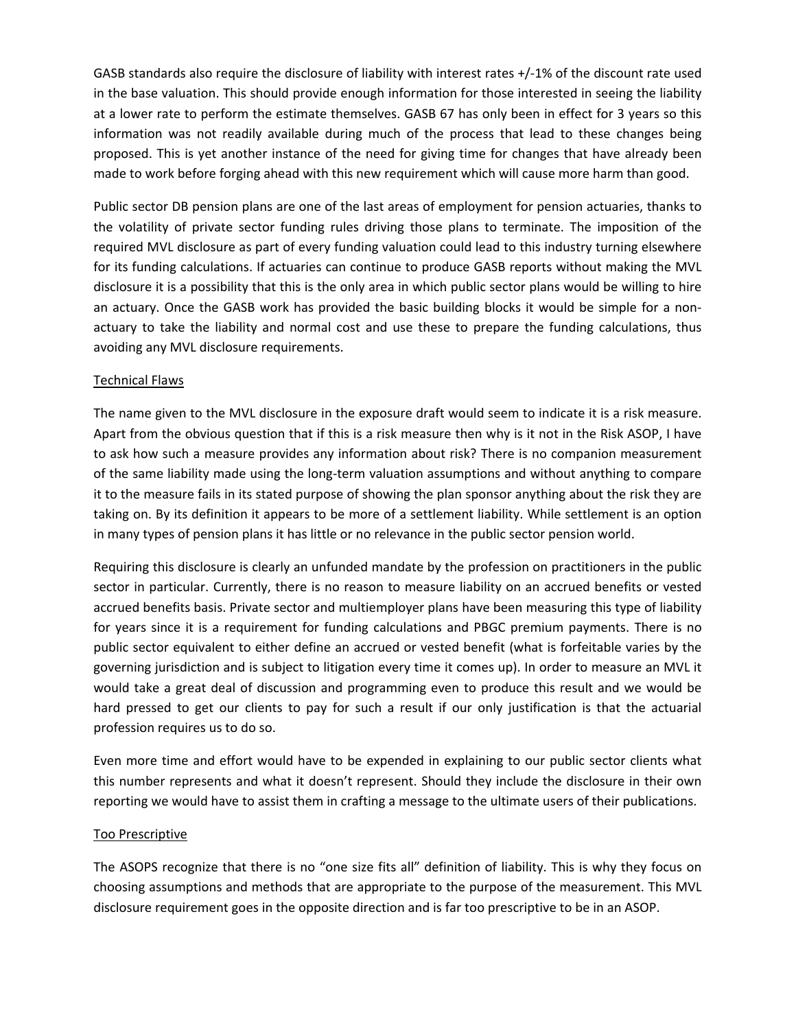GASB standards also require the disclosure of liability with interest rates +/-1% of the discount rate used in the base valuation. This should provide enough information for those interested in seeing the liability at a lower rate to perform the estimate themselves. GASB 67 has only been in effect for 3 years so this information was not readily available during much of the process that lead to these changes being proposed. This is yet another instance of the need for giving time for changes that have already been made to work before forging ahead with this new requirement which will cause more harm than good.

Public sector DB pension plans are one of the last areas of employment for pension actuaries, thanks to the volatility of private sector funding rules driving those plans to terminate. The imposition of the required MVL disclosure as part of every funding valuation could lead to this industry turning elsewhere for its funding calculations. If actuaries can continue to produce GASB reports without making the MVL disclosure it is a possibility that this is the only area in which public sector plans would be willing to hire an actuary. Once the GASB work has provided the basic building blocks it would be simple for a non-actuary to take the liability and normal cost and use these to prepare the funding calculations, thus avoiding any MVL disclosure requirements.

Technical Flaws

The name given to the MVL disclosure in the exposure draft would seem to indicate it is a risk measure. Apart from the obvious question that if this is a risk measure then why is it not in the Risk ASOP, I have to ask how such a measure provides any information about risk? There is no companion measurement of the same liability made using the long-term valuation assumptions and without anything to compare it to the measure fails in its stated purpose of showing the plan sponsor anything about the risk they are taking on. By its definition it appears to be more of a settlement liability. While settlement is an option in many types of pension plans it has little or no relevance in the public sector pension world.

Requiring this disclosure is clearly an unfunded mandate by the profession on practitioners in the public sector in particular. Currently, there is no reason to measure liability on an accrued benefits or vested accrued benefits basis. Private sector and multiemployer plans have been measuring this type of liability for years since it is a requirement for funding calculations and PBGC premium payments. There is no public sector equivalent to either define an accrued or vested benefit (what is forfeitable varies by the governing jurisdiction and is subject to litigation every time it comes up). In order to measure an MVL it would take a great deal of discussion and programming even to produce this result and we would be hard pressed to get our clients to pay for such a result if our only justification is that the actuarial profession requires us to do so.

Even more time and effort would have to be expended in explaining to our public sector clients what this number represents and what it doesn't represent. Should they include the disclosure in their own reporting we would have to assist them in crafting a message to the ultimate users of their publications.

Too Prescriptive

The ASOPS recognize that there is no "one size fits all" definition of liability. This is why they focus on choosing assumptions and methods that are appropriate to the purpose of the measurement. This MVL disclosure requirement goes in the opposite direction and is far too prescriptive to be in an ASOP.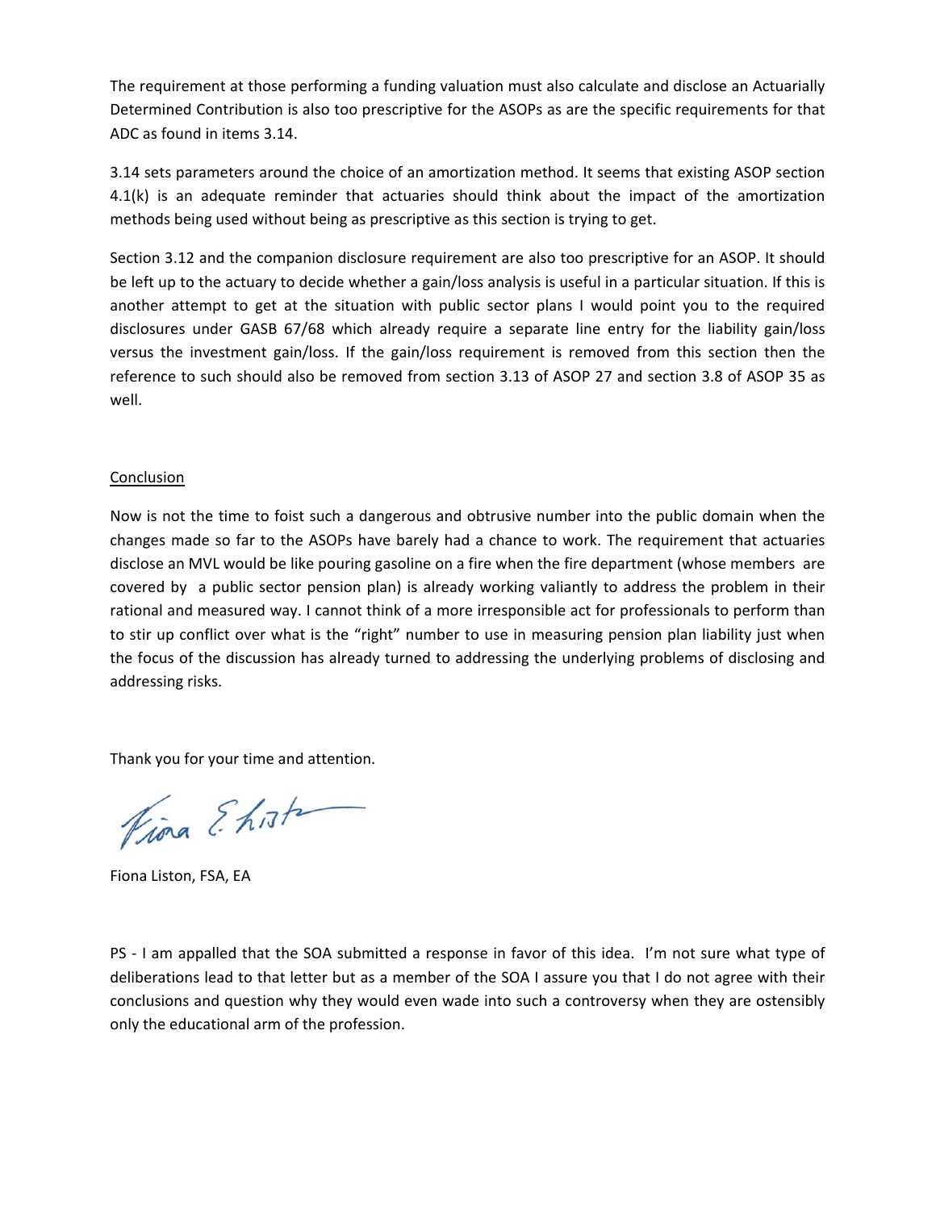The requirement at those performing a funding valuation must also calculate and disclose an Actuarially Determined Contribution is also too prescriptive for the ASOPs as are the specific requirements for that ADC as found in items 3.14.

3.14 sets parameters around the choice of an amortization method. It seems that existing ASOP section 4.1(k) is an adequate reminder that actuaries should think about the impact of the amortization methods being used without being as prescriptive as this section is trying to get.

Section 3.12 and the companion disclosure requirement are also too prescriptive for an ASOP. It should be left up to the actuary to decide whether a gain/loss analysis is useful in a particular situation. If this is another attempt to get at the situation with public sector plans I would point you to the required disclosures under GASB 67/68 which already require a separate line entry for the liability gain/loss versus the investment gain/loss. If the gain/loss requirement is removed from this section then the reference to such should also be removed from section 3.13 of ASOP 27 and section 3.8 of ASOP 35 as well.

<u>Conclusion</u>

Now is not the time to foist such a dangerous and obtrusive number into the public domain when the changes made so far to the ASOPs have barely had a chance to work. The requirement that actuaries disclose an MVL would be like pouring gasoline on a fire when the fire department (whose members are covered by a public sector pension plan) is already working valiantly to address the problem in their rational and measured way. I cannot think of a more irresponsible act for professionals to perform than to stir up conflict over what is the "right" number to use in measuring pension plan liability just when the focus of the discussion has already turned to addressing the underlying problems of disclosing and addressing risks.

Thank you for your time and attention.

Fiona Liston, FSA, EA

PS - I am appalled that the SOA submitted a response in favor of this idea. I'm not sure what type of deliberations lead to that letter but as a member of the SOA I assure you that I do not agree with their conclusions and question why they would even wade into such a controversy when they are ostensibly only the educational arm of the profession.